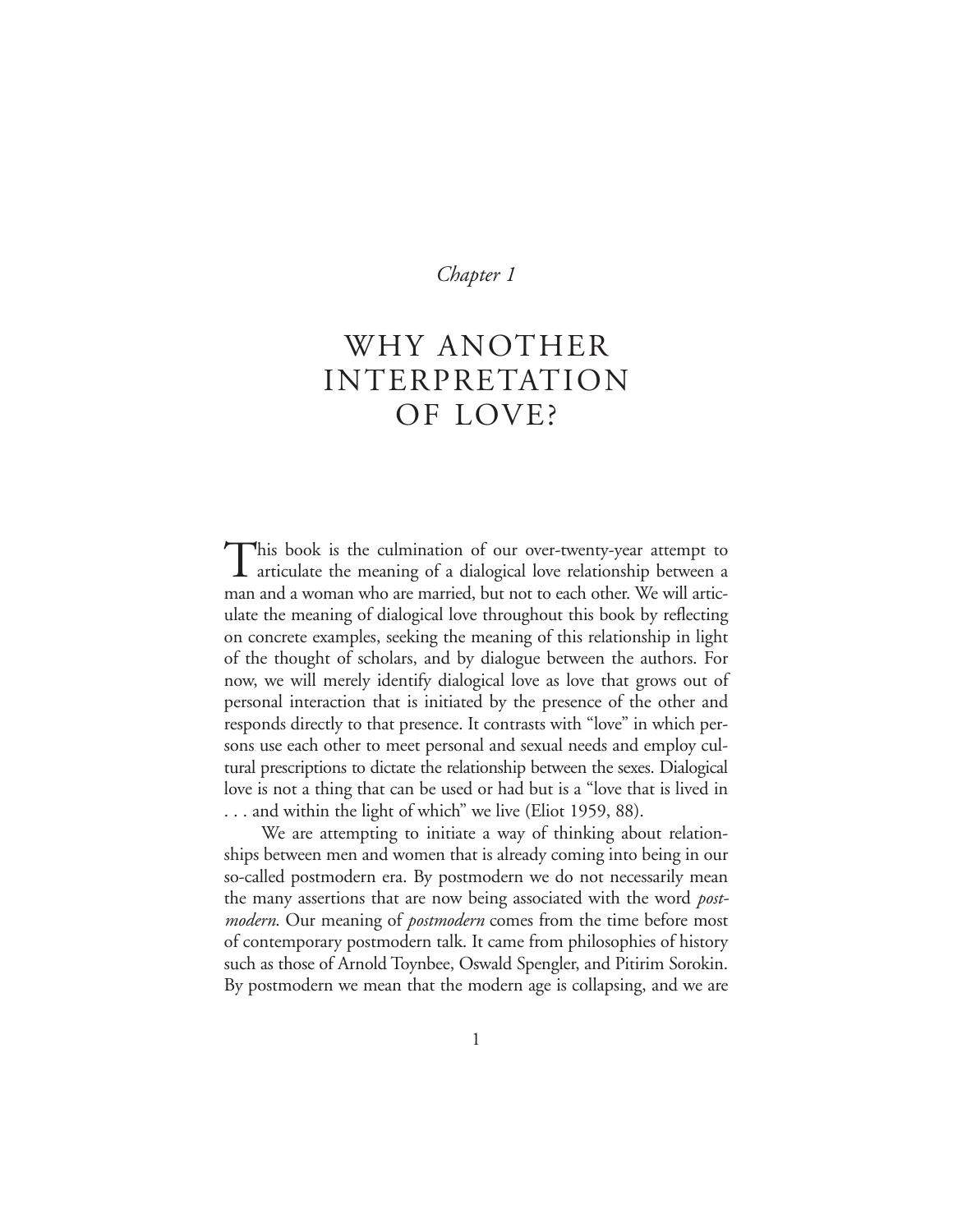*Chapter 1*

# WHY ANOTHER INTERPRETATION OF LOVE?

This book is the culmination of our over-twenty-year attempt to articulate the meaning of a dialogical love relationship between a man and a woman who are married, but not to each other. We will articulate the meaning of dialogical love throughout this book by reflecting on concrete examples, seeking the meaning of this relationship in light of the thought of scholars, and by dialogue between the authors. For now, we will merely identify dialogical love as love that grows out of personal interaction that is initiated by the presence of the other and responds directly to that presence. It contrasts with "love" in which persons use each other to meet personal and sexual needs and employ cultural prescriptions to dictate the relationship between the sexes. Dialogical love is not a thing that can be used or had but is a "love that is lived in . . . and within the light of which" we live (Eliot 1959, 88).

We are attempting to initiate a way of thinking about relationships between men and women that is already coming into being in our so-called postmodern era. By postmodern we do not necessarily mean the many assertions that are now being associated with the word *postmodern*. Our meaning of *postmodern* comes from the time before most of contemporary postmodern talk. It came from philosophies of history such as those of Arnold Toynbee, Oswald Spengler, and Pitirim Sorokin. By postmodern we mean that the modern age is collapsing, and we are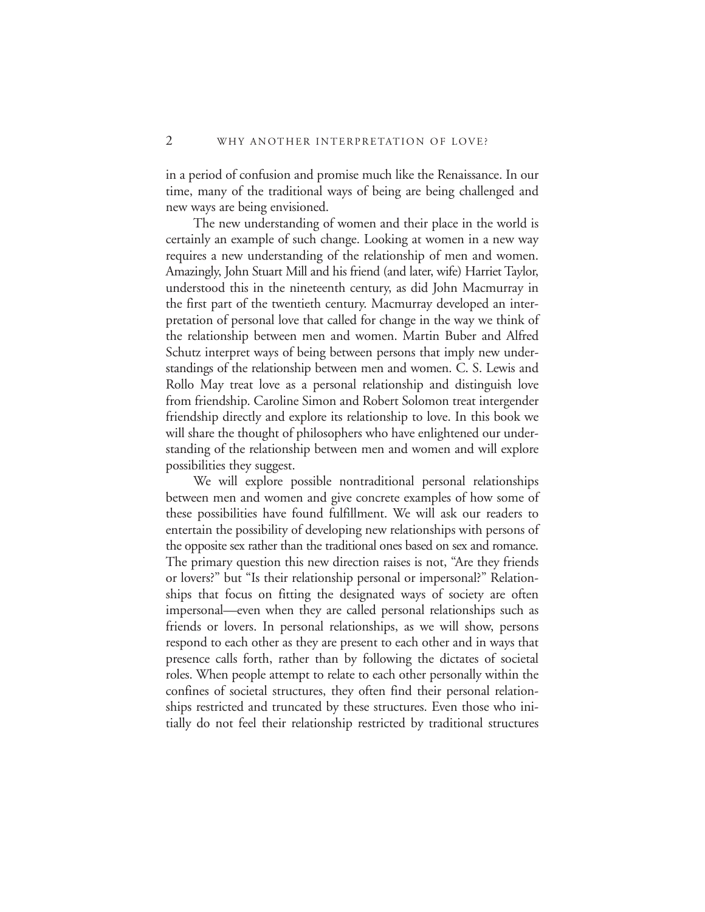in a period of confusion and promise much like the Renaissance. In our time, many of the traditional ways of being are being challenged and new ways are being envisioned.

The new understanding of women and their place in the world is certainly an example of such change. Looking at women in a new way requires a new understanding of the relationship of men and women. Amazingly, John Stuart Mill and his friend (and later, wife) Harriet Taylor, understood this in the nineteenth century, as did John Macmurray in the first part of the twentieth century. Macmurray developed an interpretation of personal love that called for change in the way we think of the relationship between men and women. Martin Buber and Alfred Schutz interpret ways of being between persons that imply new understandings of the relationship between men and women. C. S. Lewis and Rollo May treat love as a personal relationship and distinguish love from friendship. Caroline Simon and Robert Solomon treat intergender friendship directly and explore its relationship to love. In this book we will share the thought of philosophers who have enlightened our understanding of the relationship between men and women and will explore possibilities they suggest.

We will explore possible nontraditional personal relationships between men and women and give concrete examples of how some of these possibilities have found fulfillment. We will ask our readers to entertain the possibility of developing new relationships with persons of the opposite sex rather than the traditional ones based on sex and romance. The primary question this new direction raises is not, "Are they friends or lovers?" but "Is their relationship personal or impersonal?" Relationships that focus on fitting the designated ways of society are often impersonal—even when they are called personal relationships such as friends or lovers. In personal relationships, as we will show, persons respond to each other as they are present to each other and in ways that presence calls forth, rather than by following the dictates of societal roles. When people attempt to relate to each other personally within the confines of societal structures, they often find their personal relationships restricted and truncated by these structures. Even those who initially do not feel their relationship restricted by traditional structures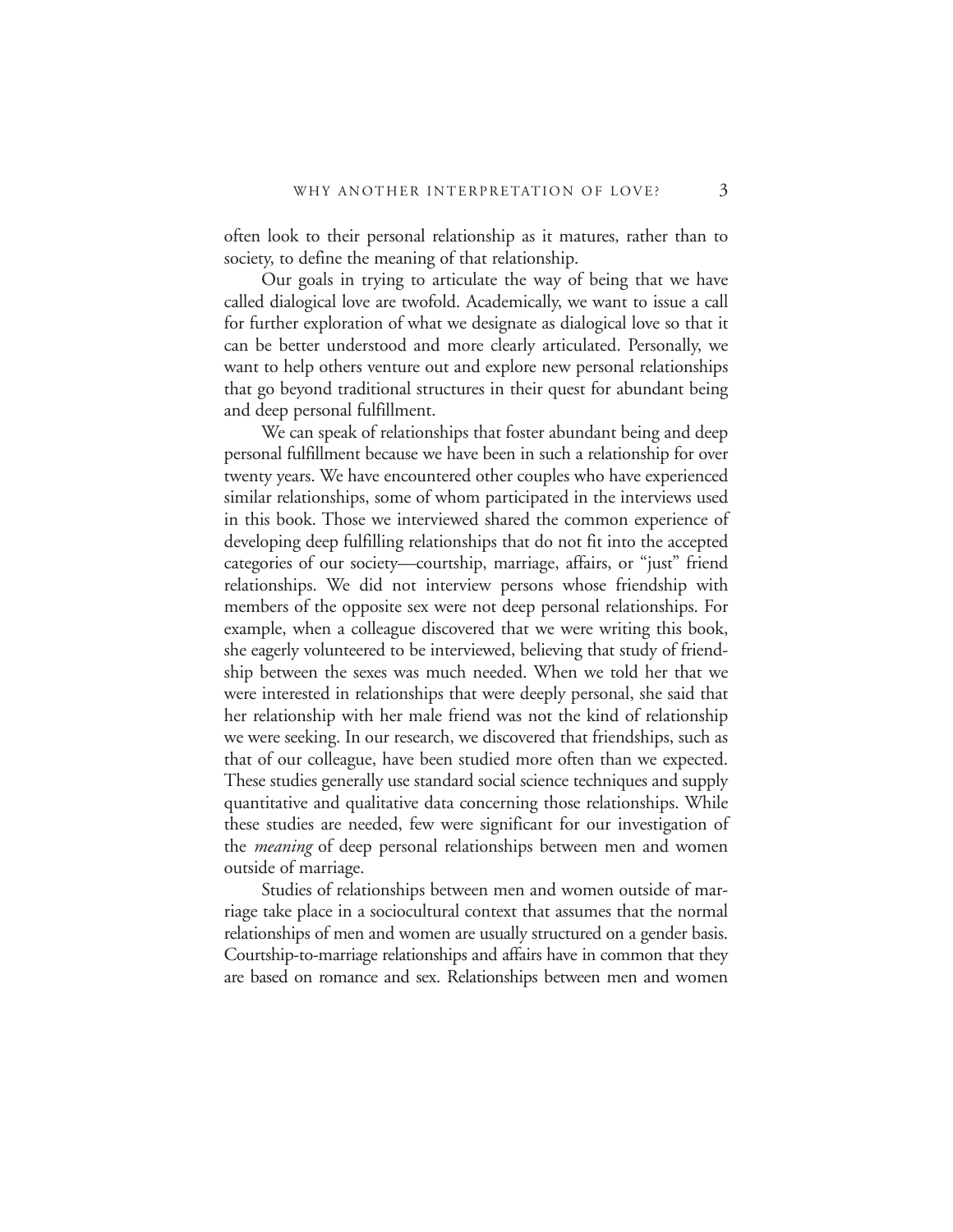often look to their personal relationship as it matures, rather than to society, to define the meaning of that relationship.

Our goals in trying to articulate the way of being that we have called dialogical love are twofold. Academically, we want to issue a call for further exploration of what we designate as dialogical love so that it can be better understood and more clearly articulated. Personally, we want to help others venture out and explore new personal relationships that go beyond traditional structures in their quest for abundant being and deep personal fulfillment.

We can speak of relationships that foster abundant being and deep personal fulfillment because we have been in such a relationship for over twenty years. We have encountered other couples who have experienced similar relationships, some of whom participated in the interviews used in this book. Those we interviewed shared the common experience of developing deep fulfilling relationships that do not fit into the accepted categories of our society—courtship, marriage, affairs, or "just" friend relationships. We did not interview persons whose friendship with members of the opposite sex were not deep personal relationships. For example, when a colleague discovered that we were writing this book, she eagerly volunteered to be interviewed, believing that study of friendship between the sexes was much needed. When we told her that we were interested in relationships that were deeply personal, she said that her relationship with her male friend was not the kind of relationship we were seeking. In our research, we discovered that friendships, such as that of our colleague, have been studied more often than we expected. These studies generally use standard social science techniques and supply quantitative and qualitative data concerning those relationships. While these studies are needed, few were significant for our investigation of the *meaning* of deep personal relationships between men and women outside of marriage.

Studies of relationships between men and women outside of marriage take place in a sociocultural context that assumes that the normal relationships of men and women are usually structured on a gender basis. Courtship-to-marriage relationships and affairs have in common that they are based on romance and sex. Relationships between men and women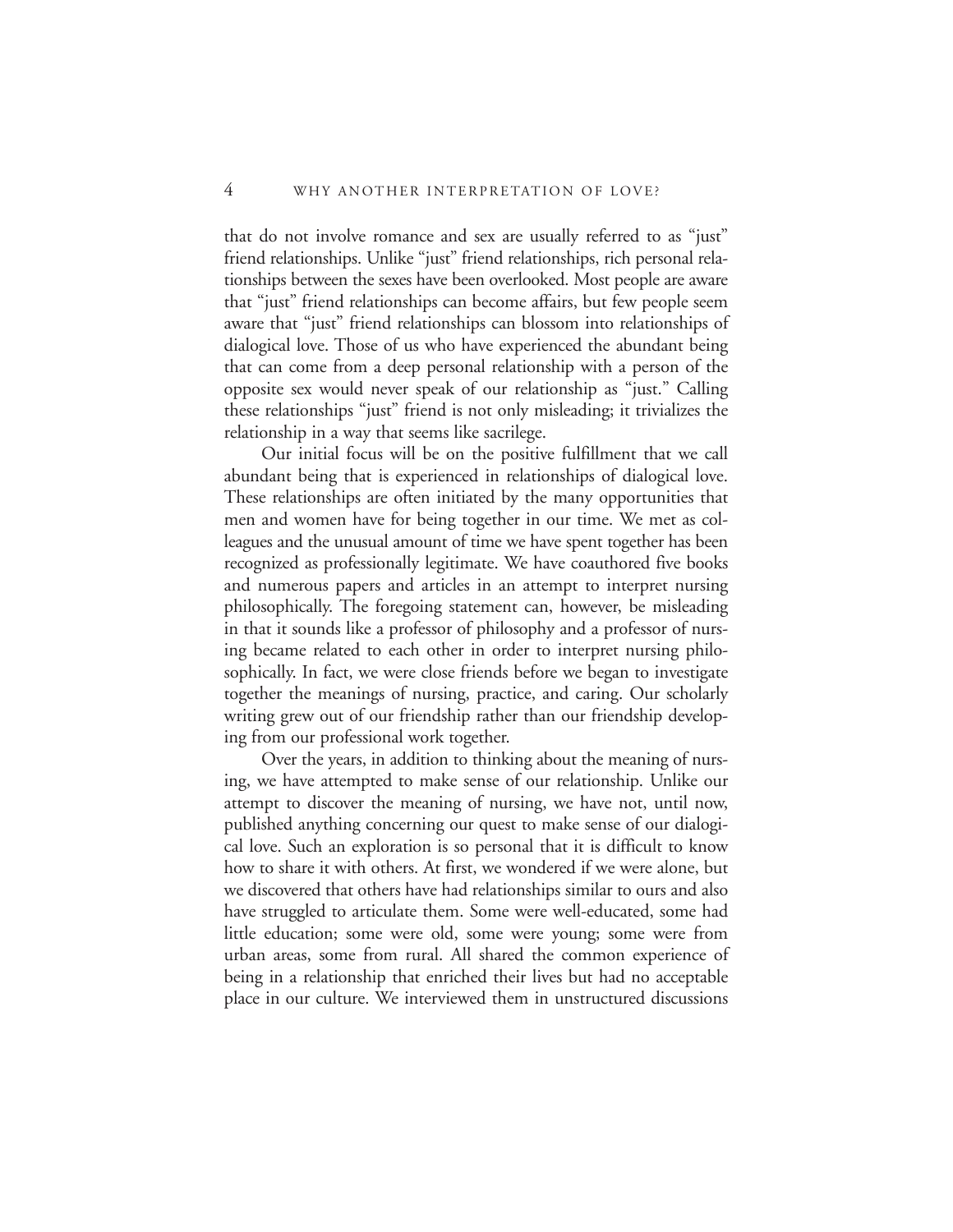that do not involve romance and sex are usually referred to as "just" friend relationships. Unlike "just" friend relationships, rich personal relationships between the sexes have been overlooked. Most people are aware that "just" friend relationships can become affairs, but few people seem aware that "just" friend relationships can blossom into relationships of dialogical love. Those of us who have experienced the abundant being that can come from a deep personal relationship with a person of the opposite sex would never speak of our relationship as "just." Calling these relationships "just" friend is not only misleading; it trivializes the relationship in a way that seems like sacrilege.

Our initial focus will be on the positive fulfillment that we call abundant being that is experienced in relationships of dialogical love. These relationships are often initiated by the many opportunities that men and women have for being together in our time. We met as colleagues and the unusual amount of time we have spent together has been recognized as professionally legitimate. We have coauthored five books and numerous papers and articles in an attempt to interpret nursing philosophically. The foregoing statement can, however, be misleading in that it sounds like a professor of philosophy and a professor of nursing became related to each other in order to interpret nursing philosophically. In fact, we were close friends before we began to investigate together the meanings of nursing, practice, and caring. Our scholarly writing grew out of our friendship rather than our friendship developing from our professional work together.

Over the years, in addition to thinking about the meaning of nursing, we have attempted to make sense of our relationship. Unlike our attempt to discover the meaning of nursing, we have not, until now, published anything concerning our quest to make sense of our dialogical love. Such an exploration is so personal that it is difficult to know how to share it with others. At first, we wondered if we were alone, but we discovered that others have had relationships similar to ours and also have struggled to articulate them. Some were well-educated, some had little education; some were old, some were young; some were from urban areas, some from rural. All shared the common experience of being in a relationship that enriched their lives but had no acceptable place in our culture. We interviewed them in unstructured discussions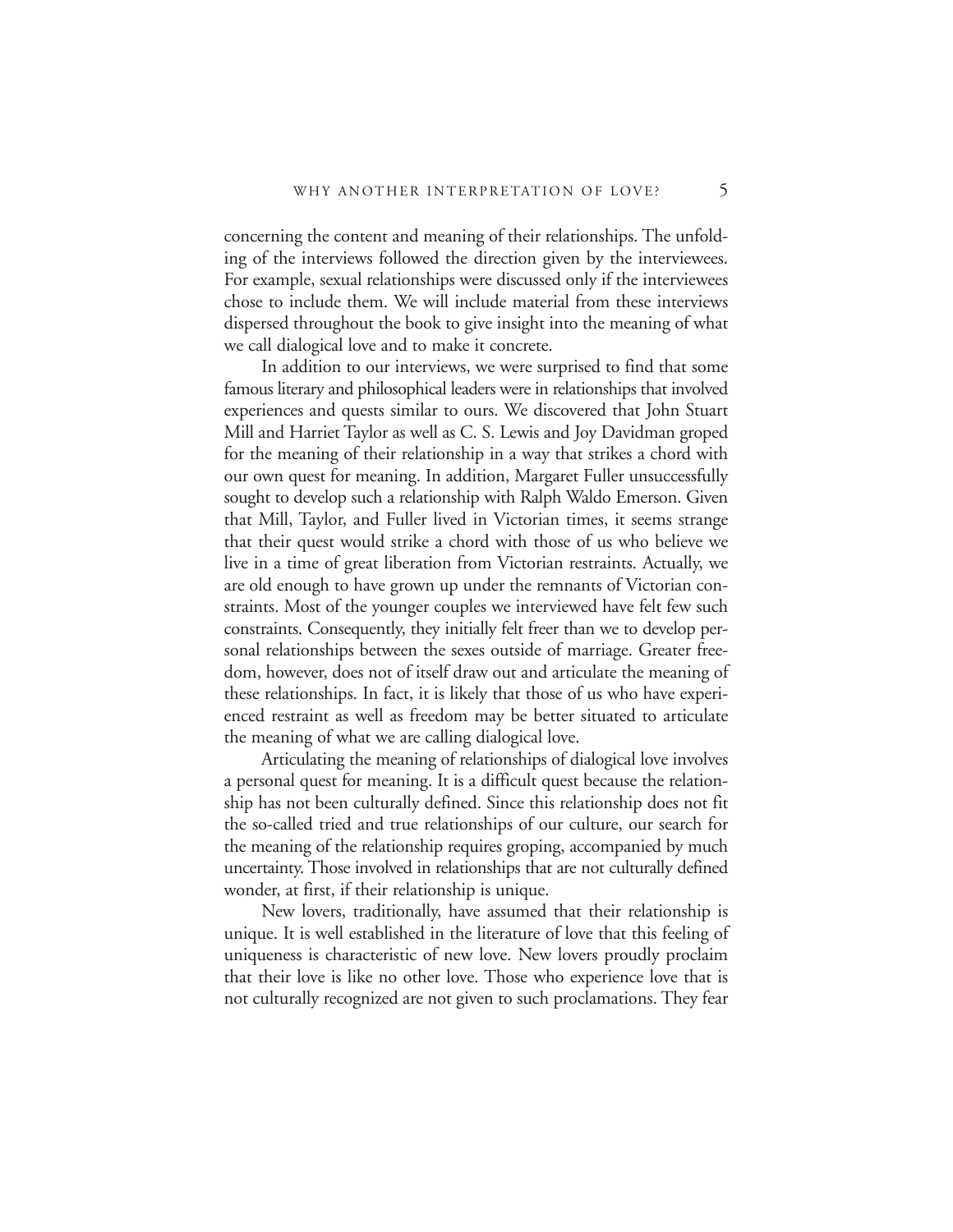concerning the content and meaning of their relationships. The unfolding of the interviews followed the direction given by the interviewees. For example, sexual relationships were discussed only if the interviewees chose to include them. We will include material from these interviews dispersed throughout the book to give insight into the meaning of what we call dialogical love and to make it concrete.

In addition to our interviews, we were surprised to find that some famous literary and philosophical leaders were in relationships that involved experiences and quests similar to ours. We discovered that John Stuart Mill and Harriet Taylor as well as C. S. Lewis and Joy Davidman groped for the meaning of their relationship in a way that strikes a chord with our own quest for meaning. In addition, Margaret Fuller unsuccessfully sought to develop such a relationship with Ralph Waldo Emerson. Given that Mill, Taylor, and Fuller lived in Victorian times, it seems strange that their quest would strike a chord with those of us who believe we live in a time of great liberation from Victorian restraints. Actually, we are old enough to have grown up under the remnants of Victorian constraints. Most of the younger couples we interviewed have felt few such constraints. Consequently, they initially felt freer than we to develop personal relationships between the sexes outside of marriage. Greater freedom, however, does not of itself draw out and articulate the meaning of these relationships. In fact, it is likely that those of us who have experienced restraint as well as freedom may be better situated to articulate the meaning of what we are calling dialogical love.

Articulating the meaning of relationships of dialogical love involves a personal quest for meaning. It is a difficult quest because the relationship has not been culturally defined. Since this relationship does not fit the so-called tried and true relationships of our culture, our search for the meaning of the relationship requires groping, accompanied by much uncertainty. Those involved in relationships that are not culturally defined wonder, at first, if their relationship is unique.

New lovers, traditionally, have assumed that their relationship is unique. It is well established in the literature of love that this feeling of uniqueness is characteristic of new love. New lovers proudly proclaim that their love is like no other love. Those who experience love that is not culturally recognized are not given to such proclamations. They fear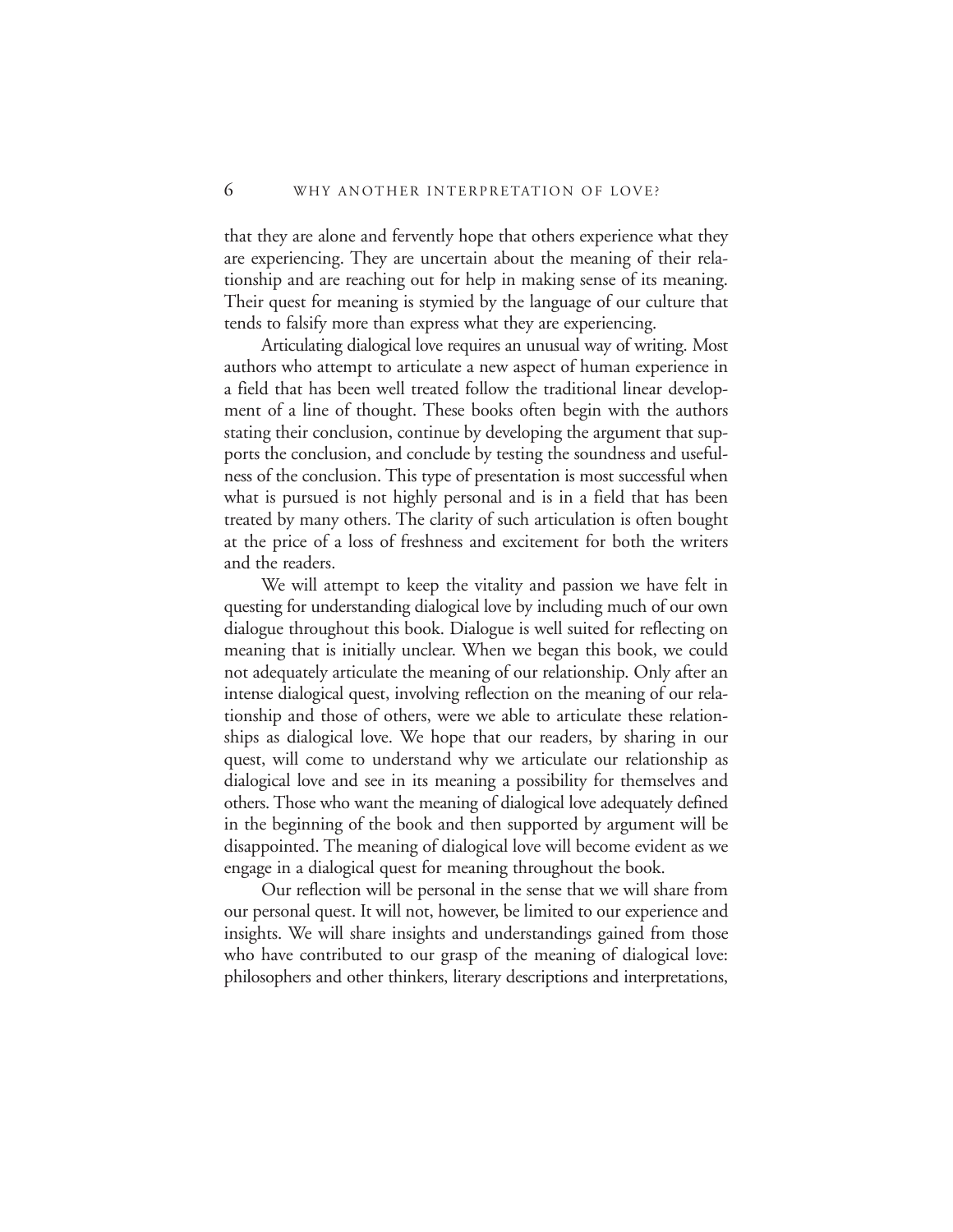that they are alone and fervently hope that others experience what they are experiencing. They are uncertain about the meaning of their relationship and are reaching out for help in making sense of its meaning. Their quest for meaning is stymied by the language of our culture that tends to falsify more than express what they are experiencing.

Articulating dialogical love requires an unusual way of writing. Most authors who attempt to articulate a new aspect of human experience in a field that has been well treated follow the traditional linear development of a line of thought. These books often begin with the authors stating their conclusion, continue by developing the argument that supports the conclusion, and conclude by testing the soundness and usefulness of the conclusion. This type of presentation is most successful when what is pursued is not highly personal and is in a field that has been treated by many others. The clarity of such articulation is often bought at the price of a loss of freshness and excitement for both the writers and the readers.

We will attempt to keep the vitality and passion we have felt in questing for understanding dialogical love by including much of our own dialogue throughout this book. Dialogue is well suited for reflecting on meaning that is initially unclear. When we began this book, we could not adequately articulate the meaning of our relationship. Only after an intense dialogical quest, involving reflection on the meaning of our relationship and those of others, were we able to articulate these relationships as dialogical love. We hope that our readers, by sharing in our quest, will come to understand why we articulate our relationship as dialogical love and see in its meaning a possibility for themselves and others. Those who want the meaning of dialogical love adequately defined in the beginning of the book and then supported by argument will be disappointed. The meaning of dialogical love will become evident as we engage in a dialogical quest for meaning throughout the book.

Our reflection will be personal in the sense that we will share from our personal quest. It will not, however, be limited to our experience and insights. We will share insights and understandings gained from those who have contributed to our grasp of the meaning of dialogical love: philosophers and other thinkers, literary descriptions and interpretations,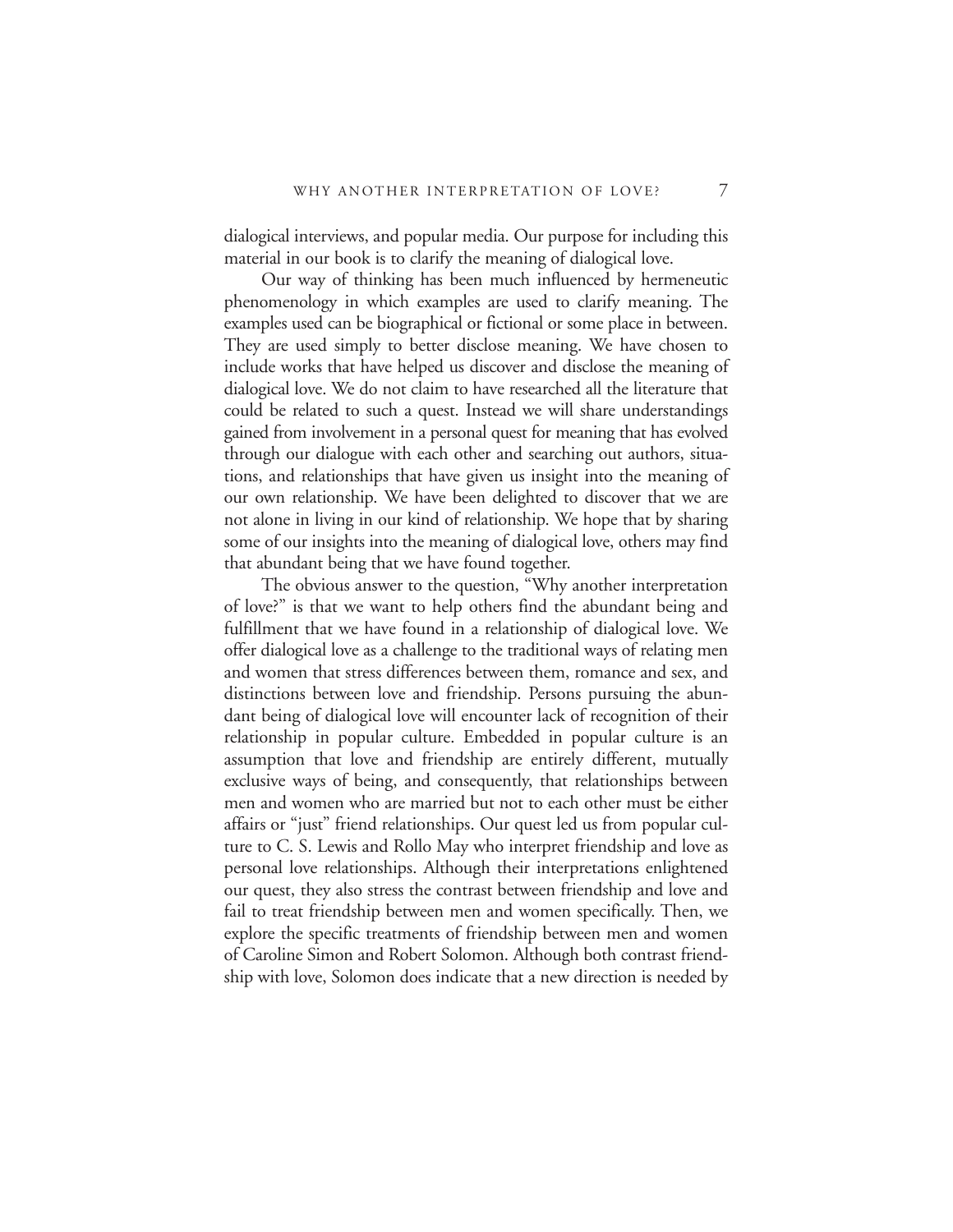dialogical interviews, and popular media. Our purpose for including this material in our book is to clarify the meaning of dialogical love.

Our way of thinking has been much influenced by hermeneutic phenomenology in which examples are used to clarify meaning. The examples used can be biographical or fictional or some place in between. They are used simply to better disclose meaning. We have chosen to include works that have helped us discover and disclose the meaning of dialogical love. We do not claim to have researched all the literature that could be related to such a quest. Instead we will share understandings gained from involvement in a personal quest for meaning that has evolved through our dialogue with each other and searching out authors, situations, and relationships that have given us insight into the meaning of our own relationship. We have been delighted to discover that we are not alone in living in our kind of relationship. We hope that by sharing some of our insights into the meaning of dialogical love, others may find that abundant being that we have found together.

The obvious answer to the question, "Why another interpretation of love?" is that we want to help others find the abundant being and fulfillment that we have found in a relationship of dialogical love. We offer dialogical love as a challenge to the traditional ways of relating men and women that stress differences between them, romance and sex, and distinctions between love and friendship. Persons pursuing the abundant being of dialogical love will encounter lack of recognition of their relationship in popular culture. Embedded in popular culture is an assumption that love and friendship are entirely different, mutually exclusive ways of being, and consequently, that relationships between men and women who are married but not to each other must be either affairs or "just" friend relationships. Our quest led us from popular culture to C. S. Lewis and Rollo May who interpret friendship and love as personal love relationships. Although their interpretations enlightened our quest, they also stress the contrast between friendship and love and fail to treat friendship between men and women specifically. Then, we explore the specific treatments of friendship between men and women of Caroline Simon and Robert Solomon. Although both contrast friendship with love, Solomon does indicate that a new direction is needed by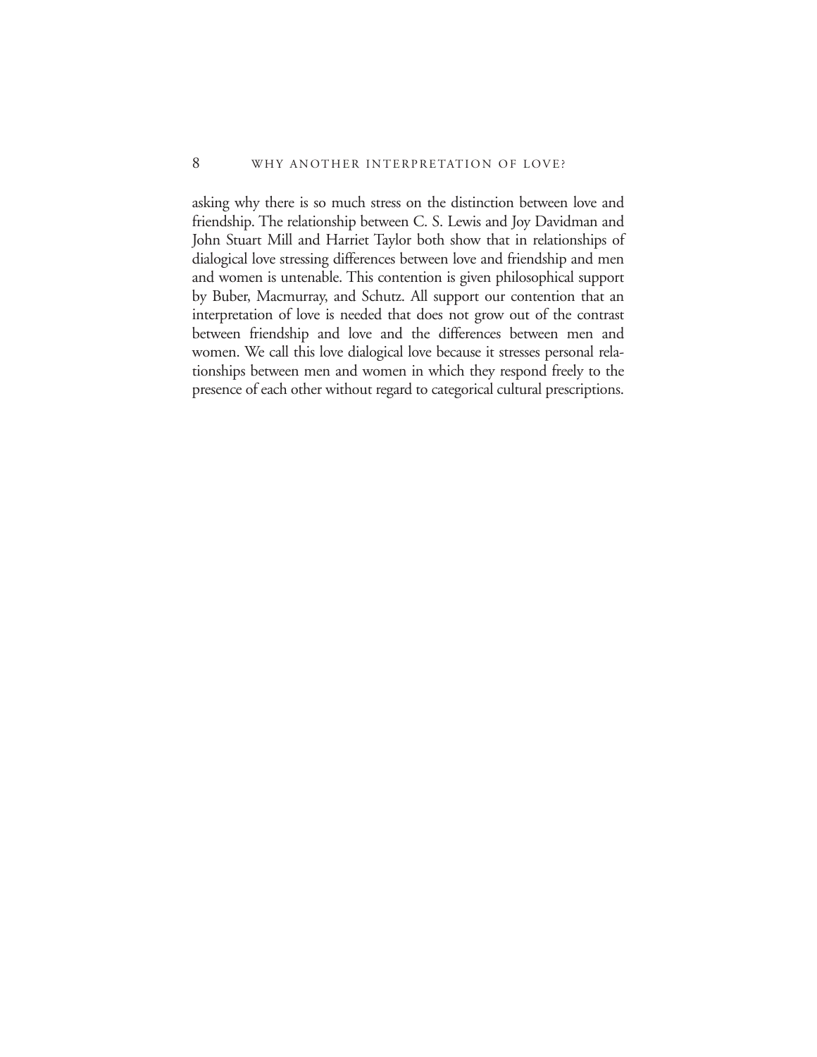asking why there is so much stress on the distinction between love and friendship. The relationship between C. S. Lewis and Joy Davidman and John Stuart Mill and Harriet Taylor both show that in relationships of dialogical love stressing differences between love and friendship and men and women is untenable. This contention is given philosophical support by Buber, Macmurray, and Schutz. All support our contention that an interpretation of love is needed that does not grow out of the contrast between friendship and love and the differences between men and women. We call this love dialogical love because it stresses personal relationships between men and women in which they respond freely to the presence of each other without regard to categorical cultural prescriptions.